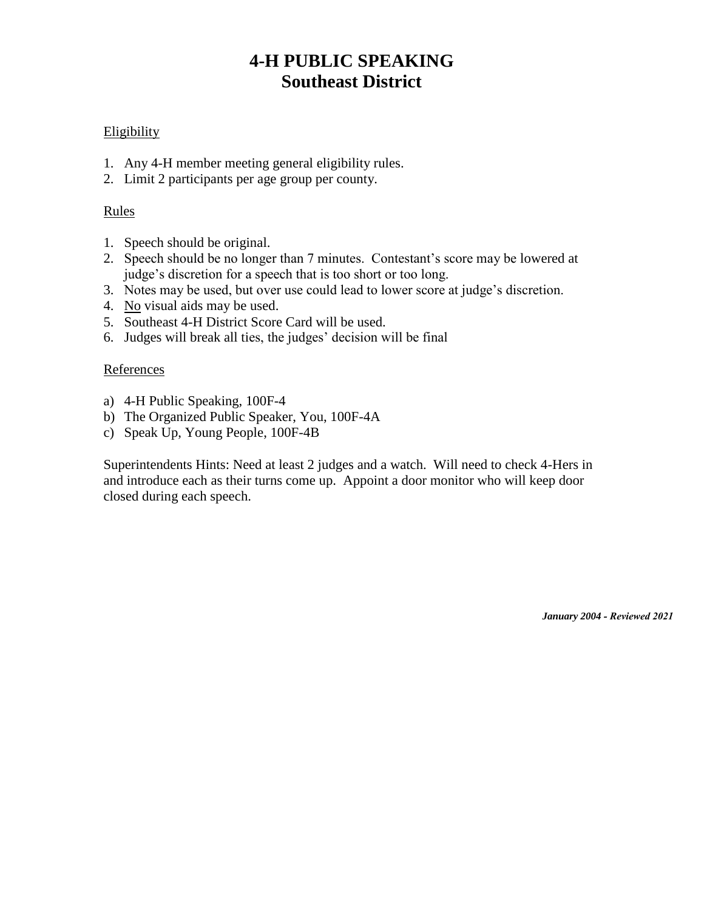# 4-H PUBLIC SPEAKING
# Southeast District

<u>Eligibility</u>

1. Any 4-H member meeting general eligibility rules.
2. Limit 2 participants per age group per county.

<u>Rules</u>

1. Speech should be original.
2. Speech should be no longer than 7 minutes. Contestant's score may be lowered at judge's discretion for a speech that is too short or too long.
3. Notes may be used, but over use could lead to lower score at judge's discretion.
4. <u>No</u> visual aids may be used.
5. Southeast 4-H District Score Card will be used.
6. Judges will break all ties, the judges' decision will be final

<u>References</u>

a) 4-H Public Speaking, 100F-4
b) The Organized Public Speaker, You, 100F-4A
c) Speak Up, Young People, 100F-4B

Superintendents Hints: Need at least 2 judges and a watch. Will need to check 4-Hers in and introduce each as their turns come up. Appoint a door monitor who will keep door closed during each speech.

***January 2004 - Reviewed 2021***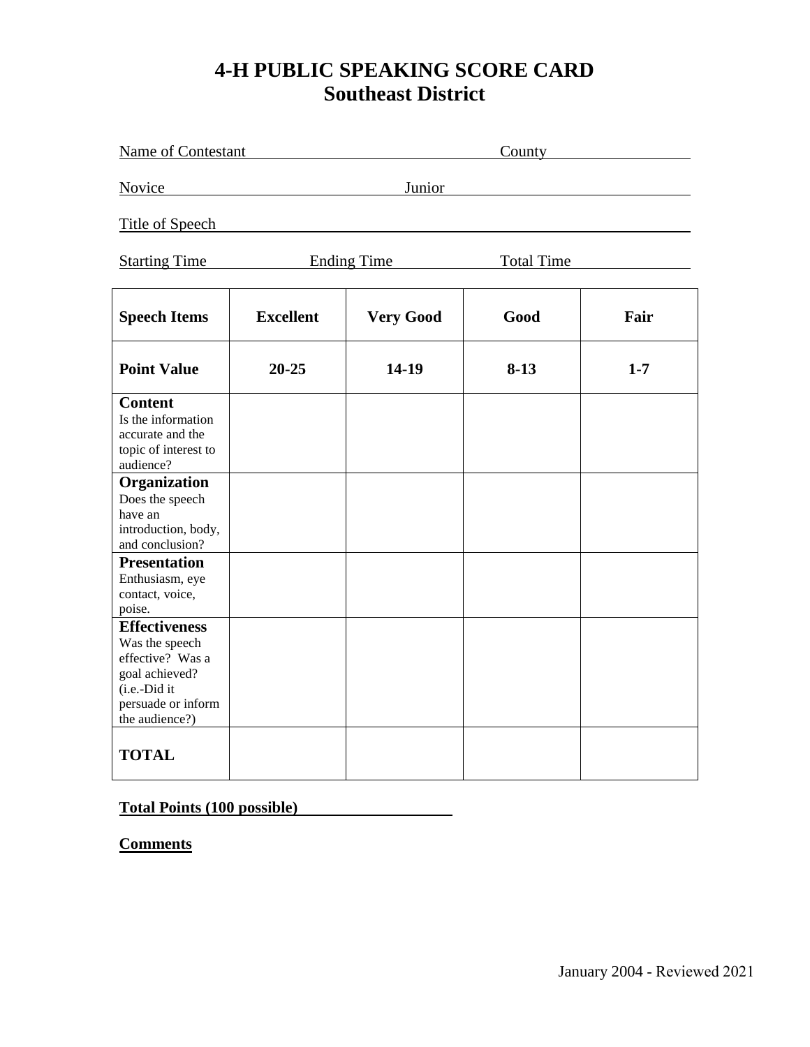# 4-H PUBLIC SPEAKING SCORE CARD
## Southeast District

Name of Contestant ______________________ County ______________

Novice ______________________ Junior ______________________

Title of Speech ____________________________________________

Starting Time ____________ Ending Time ____________ Total Time ____________

| **Speech Items** | **Excellent** | **Very Good** | **Good** | **Fair** |
|---|---|---|---|---|
| **Point Value** | **20-25** | **14-19** | **8-13** | **1-7** |
| **Content** Is the information accurate and the topic of interest to audience? | | | | |
| **Organization** Does the speech have an introduction, body, and conclusion? | | | | |
| **Presentation** Enthusiasm, eye contact, voice, poise. | | | | |
| **Effectiveness** Was the speech effective? Was a goal achieved? (i.e.-Did it persuade or inform the audience?) | | | | |
| **TOTAL** | | | | |

**Total Points (100 possible)** ______________

**Comments**

January 2004 - Reviewed 2021